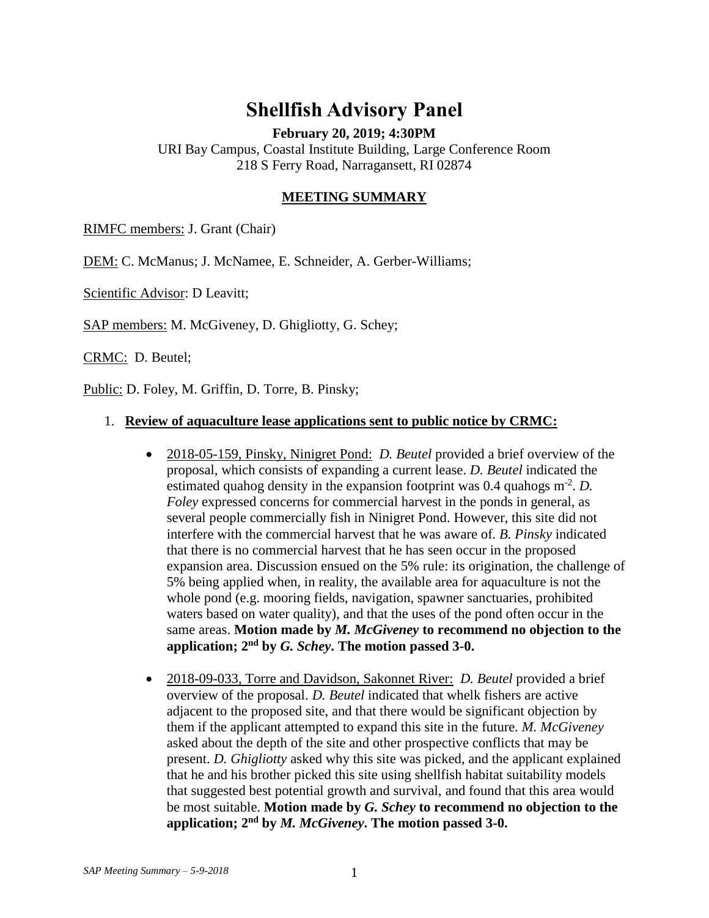# Shellfish Advisory Panel

**February 20, 2019; 4:30PM**

URI Bay Campus, Coastal Institute Building, Large Conference Room
218 S Ferry Road, Narragansett, RI 02874

## MEETING SUMMARY

RIMFC members: J. Grant (Chair)

DEM: C. McManus; J. McNamee, E. Schneider, A. Gerber-Williams;

Scientific Advisor: D Leavitt;

SAP members: M. McGiveney, D. Ghigliotty, G. Schey;

CRMC: D. Beutel;

Public: D. Foley, M. Griffin, D. Torre, B. Pinsky;

1. **Review of aquaculture lease applications sent to public notice by CRMC:**

   - 2018-05-159, Pinsky, Ninigret Pond: *D. Beutel* provided a brief overview of the proposal, which consists of expanding a current lease. *D. Beutel* indicated the estimated quahog density in the expansion footprint was 0.4 quahogs $m^{-2}$. *D. Foley* expressed concerns for commercial harvest in the ponds in general, as several people commercially fish in Ninigret Pond. However, this site did not interfere with the commercial harvest that he was aware of. *B. Pinsky* indicated that there is no commercial harvest that he has seen occur in the proposed expansion area. Discussion ensued on the 5% rule: its origination, the challenge of 5% being applied when, in reality, the available area for aquaculture is not the whole pond (e.g. mooring fields, navigation, spawner sanctuaries, prohibited waters based on water quality), and that the uses of the pond often occur in the same areas. **Motion made by *M. McGiveney* to recommend no objection to the application; 2nd by *G. Schey*. The motion passed 3-0.**

   - 2018-09-033, Torre and Davidson, Sakonnet River: *D. Beutel* provided a brief overview of the proposal. *D. Beutel* indicated that whelk fishers are active adjacent to the proposed site, and that there would be significant objection by them if the applicant attempted to expand this site in the future. *M. McGiveney* asked about the depth of the site and other prospective conflicts that may be present. *D. Ghigliotty* asked why this site was picked, and the applicant explained that he and his brother picked this site using shellfish habitat suitability models that suggested best potential growth and survival, and found that this area would be most suitable. **Motion made by *G. Schey* to recommend no objection to the application; 2nd by *M. McGiveney*. The motion passed 3-0.**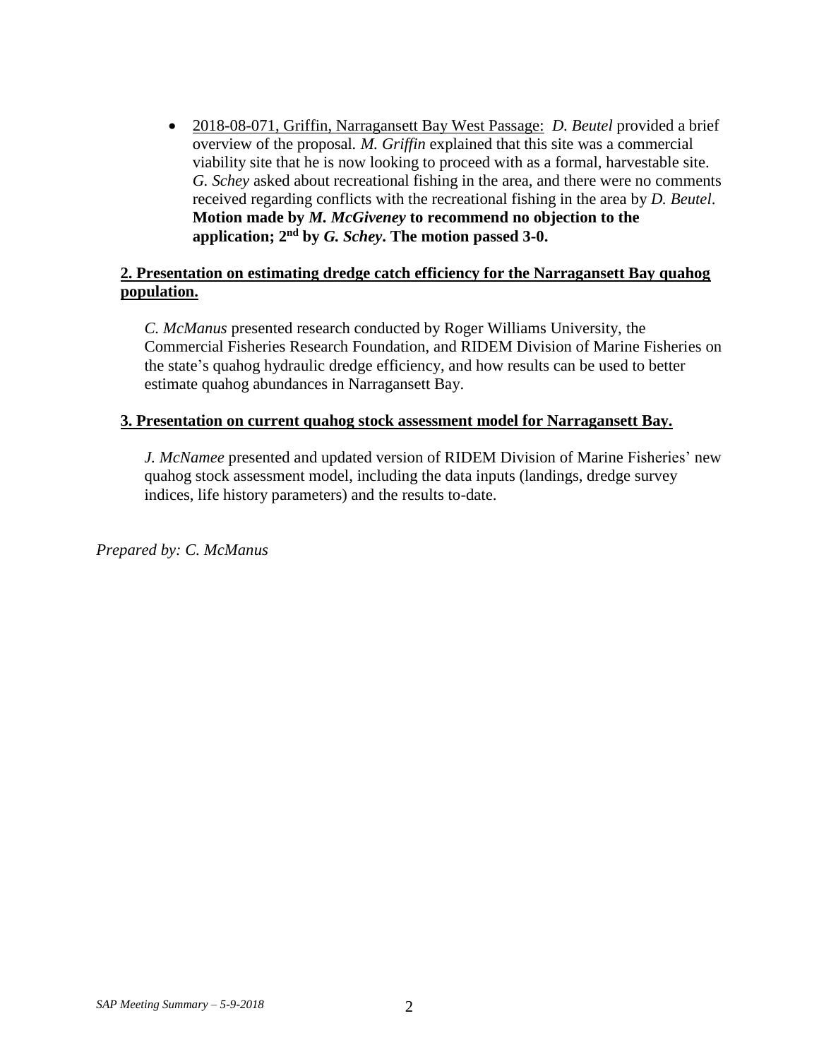- 2018-08-071, Griffin, Narragansett Bay West Passage: *D. Beutel* provided a brief overview of the proposal. *M. Griffin* explained that this site was a commercial viability site that he is now looking to proceed with as a formal, harvestable site. *G. Schey* asked about recreational fishing in the area, and there were no comments received regarding conflicts with the recreational fishing in the area by *D. Beutel*. **Motion made by *M. McGiveney* to recommend no objection to the application; 2nd by *G. Schey*. The motion passed 3-0.**

**2. Presentation on estimating dredge catch efficiency for the Narragansett Bay quahog population.**

*C. McManus* presented research conducted by Roger Williams University, the Commercial Fisheries Research Foundation, and RIDEM Division of Marine Fisheries on the state's quahog hydraulic dredge efficiency, and how results can be used to better estimate quahog abundances in Narragansett Bay.

**3. Presentation on current quahog stock assessment model for Narragansett Bay.**

*J. McNamee* presented and updated version of RIDEM Division of Marine Fisheries' new quahog stock assessment model, including the data inputs (landings, dredge survey indices, life history parameters) and the results to-date.

*Prepared by: C. McManus*